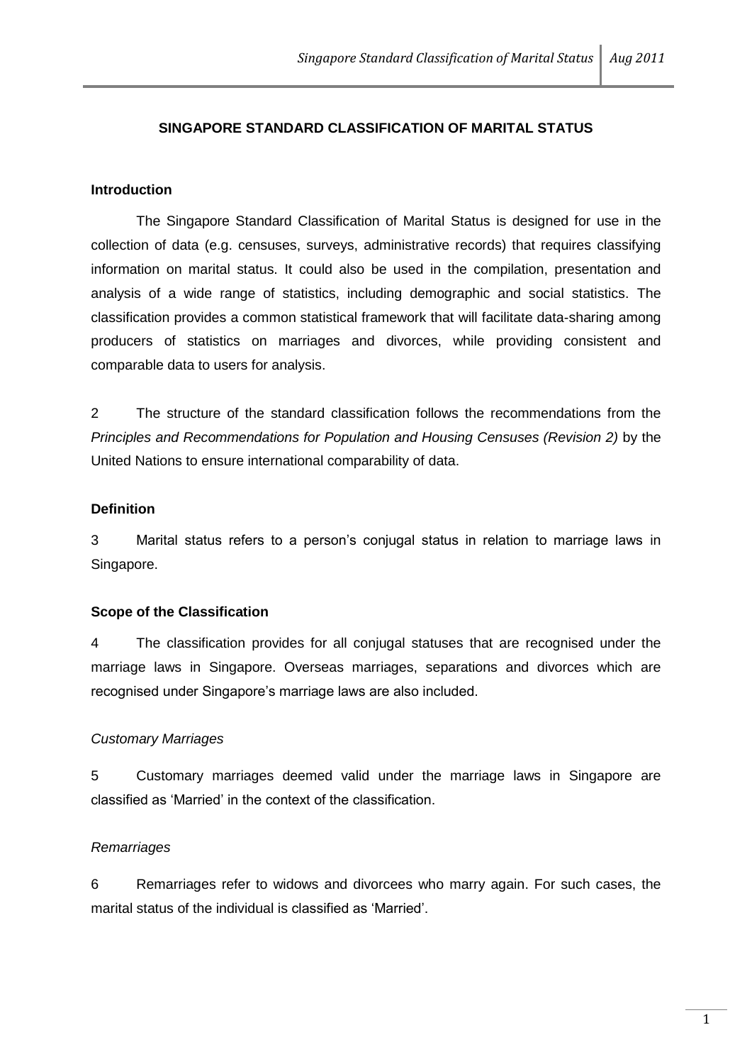# SINGAPORE STANDARD CLASSIFICATION OF MARITAL STATUS

## Introduction

The Singapore Standard Classification of Marital Status is designed for use in the collection of data (e.g. censuses, surveys, administrative records) that requires classifying information on marital status. It could also be used in the compilation, presentation and analysis of a wide range of statistics, including demographic and social statistics. The classification provides a common statistical framework that will facilitate data-sharing among producers of statistics on marriages and divorces, while providing consistent and comparable data to users for analysis.

2 The structure of the standard classification follows the recommendations from the *Principles and Recommendations for Population and Housing Censuses (Revision 2)* by the United Nations to ensure international comparability of data.

## Definition

3 Marital status refers to a person's conjugal status in relation to marriage laws in Singapore.

## Scope of the Classification

4 The classification provides for all conjugal statuses that are recognised under the marriage laws in Singapore. Overseas marriages, separations and divorces which are recognised under Singapore's marriage laws are also included.

### *Customary Marriages*

5 Customary marriages deemed valid under the marriage laws in Singapore are classified as 'Married' in the context of the classification.

### *Remarriages*

6 Remarriages refer to widows and divorcees who marry again. For such cases, the marital status of the individual is classified as 'Married'.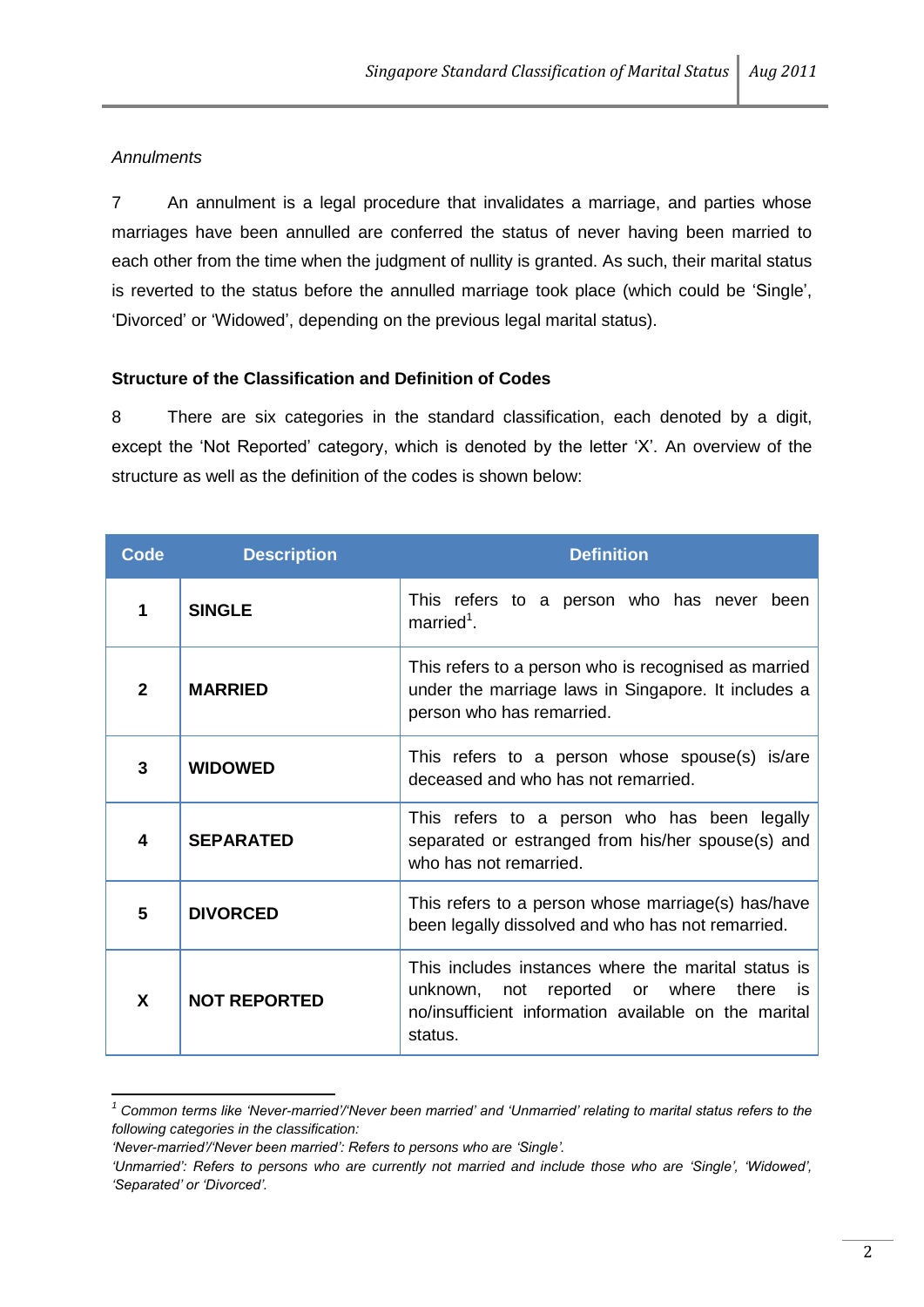*Annulments*

7 An annulment is a legal procedure that invalidates a marriage, and parties whose marriages have been annulled are conferred the status of never having been married to each other from the time when the judgment of nullity is granted. As such, their marital status is reverted to the status before the annulled marriage took place (which could be 'Single', 'Divorced' or 'Widowed', depending on the previous legal marital status).

**Structure of the Classification and Definition of Codes**

8 There are six categories in the standard classification, each denoted by a digit, except the 'Not Reported' category, which is denoted by the letter 'X'. An overview of the structure as well as the definition of the codes is shown below:

| Code | Description | Definition |
|---|---|---|
| **1** | **SINGLE** | This refers to a person who has never been married[1]. |
| **2** | **MARRIED** | This refers to a person who is recognised as married under the marriage laws in Singapore. It includes a person who has remarried. |
| **3** | **WIDOWED** | This refers to a person whose spouse(s) is/are deceased and who has not remarried. |
| **4** | **SEPARATED** | This refers to a person who has been legally separated or estranged from his/her spouse(s) and who has not remarried. |
| **5** | **DIVORCED** | This refers to a person whose marriage(s) has/have been legally dissolved and who has not remarried. |
| **X** | **NOT REPORTED** | This includes instances where the marital status is unknown, not reported or where there is no/insufficient information available on the marital status. |

*[1] Common terms like 'Never-married'/'Never been married' and 'Unmarried' relating to marital status refers to the following categories in the classification:*

*'Never-married'/'Never been married': Refers to persons who are 'Single'.*

*'Unmarried': Refers to persons who are currently not married and include those who are 'Single', 'Widowed', 'Separated' or 'Divorced'.*